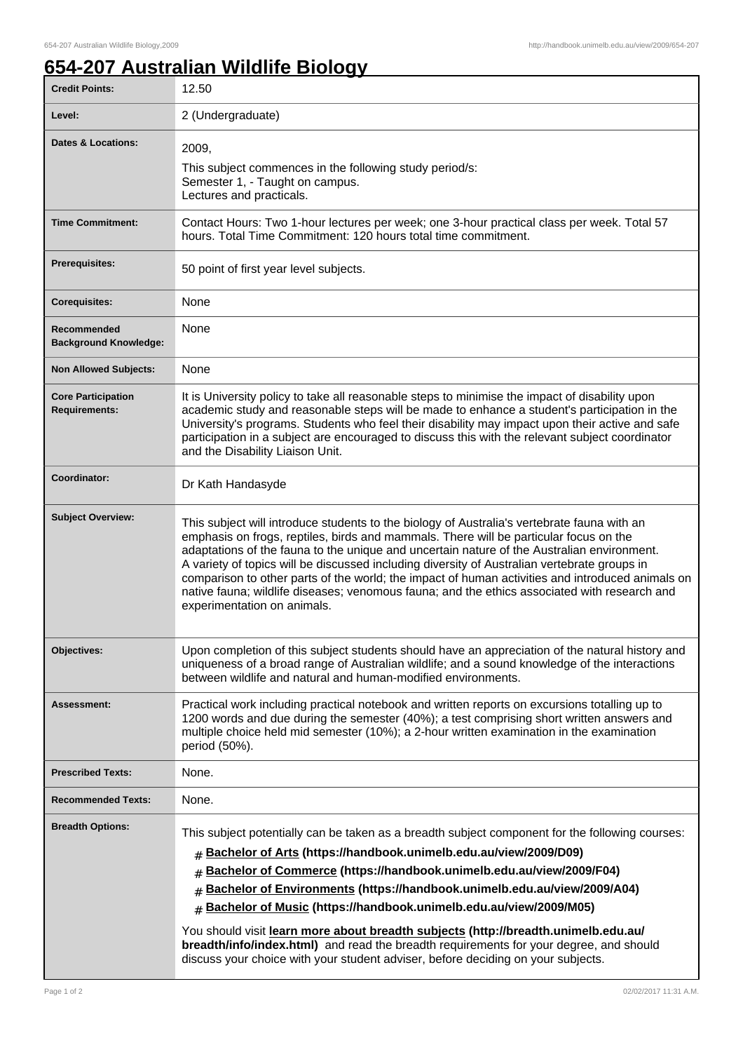# 654-207 Australian Wildlife Biology

| Credit Points: | 12.50 |
|---|---|
| Level: | 2 (Undergraduate) |
| Dates & Locations: | 2009,<br>This subject commences in the following study period/s:<br>Semester 1, - Taught on campus.<br>Lectures and practicals. |
| Time Commitment: | Contact Hours: Two 1-hour lectures per week; one 3-hour practical class per week. Total 57 hours. Total Time Commitment: 120 hours total time commitment. |
| Prerequisites: | 50 point of first year level subjects. |
| Corequisites: | None |
| Recommended Background Knowledge: | None |
| Non Allowed Subjects: | None |
| Core Participation Requirements: | It is University policy to take all reasonable steps to minimise the impact of disability upon academic study and reasonable steps will be made to enhance a student's participation in the University's programs. Students who feel their disability may impact upon their active and safe participation in a subject are encouraged to discuss this with the relevant subject coordinator and the Disability Liaison Unit. |
| Coordinator: | Dr Kath Handasyde |
| Subject Overview: | This subject will introduce students to the biology of Australia's vertebrate fauna with an emphasis on frogs, reptiles, birds and mammals. There will be particular focus on the adaptations of the fauna to the unique and uncertain nature of the Australian environment. A variety of topics will be discussed including diversity of Australian vertebrate groups in comparison to other parts of the world; the impact of human activities and introduced animals on native fauna; wildlife diseases; venomous fauna; and the ethics associated with research and experimentation on animals. |
| Objectives: | Upon completion of this subject students should have an appreciation of the natural history and uniqueness of a broad range of Australian wildlife; and a sound knowledge of the interactions between wildlife and natural and human-modified environments. |
| Assessment: | Practical work including practical notebook and written reports on excursions totalling up to 1200 words and due during the semester (40%); a test comprising short written answers and multiple choice held mid semester (10%); a 2-hour written examination in the examination period (50%). |
| Prescribed Texts: | None. |
| Recommended Texts: | None. |
| Breadth Options: | This subject potentially can be taken as a breadth subject component for the following courses:<br># **Bachelor of Arts (https://handbook.unimelb.edu.au/view/2009/D09)**<br># **Bachelor of Commerce (https://handbook.unimelb.edu.au/view/2009/F04)**<br># **Bachelor of Environments (https://handbook.unimelb.edu.au/view/2009/A04)**<br># **Bachelor of Music (https://handbook.unimelb.edu.au/view/2009/M05)**<br>You should visit **learn more about breadth subjects (http://breadth.unimelb.edu.au/breadth/info/index.html)** and read the breadth requirements for your degree, and should discuss your choice with your student adviser, before deciding on your subjects. |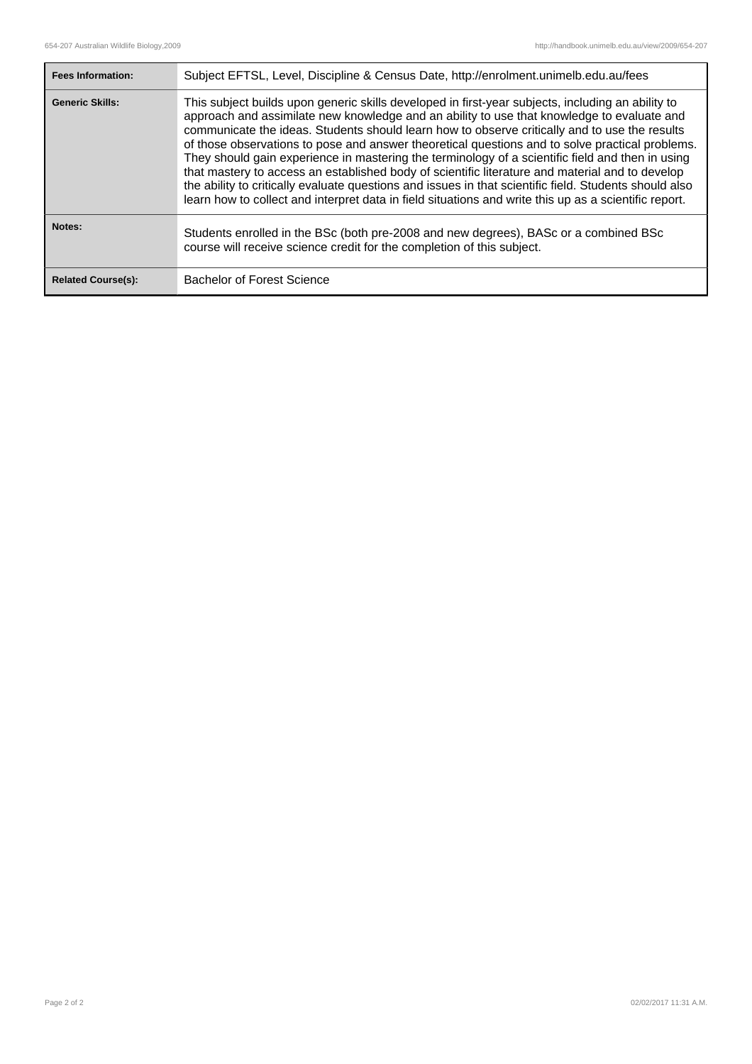| | |
|---|---|
| **Fees Information:** | Subject EFTSL, Level, Discipline & Census Date, http://enrolment.unimelb.edu.au/fees |
| **Generic Skills:** | This subject builds upon generic skills developed in first-year subjects, including an ability to approach and assimilate new knowledge and an ability to use that knowledge to evaluate and communicate the ideas. Students should learn how to observe critically and to use the results of those observations to pose and answer theoretical questions and to solve practical problems. They should gain experience in mastering the terminology of a scientific field and then in using that mastery to access an established body of scientific literature and material and to develop the ability to critically evaluate questions and issues in that scientific field. Students should also learn how to collect and interpret data in field situations and write this up as a scientific report. |
| **Notes:** | Students enrolled in the BSc (both pre-2008 and new degrees), BASc or a combined BSc course will receive science credit for the completion of this subject. |
| **Related Course(s):** | Bachelor of Forest Science |